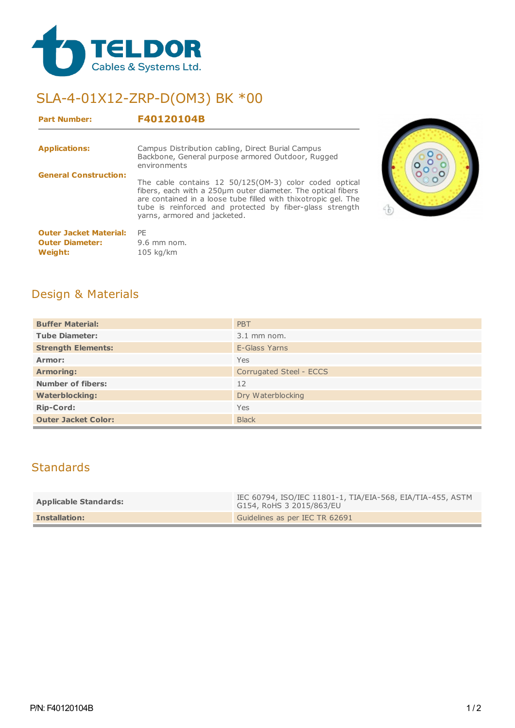TELDOR
Cables & Systems Ltd.

# SLA-4-01X12-ZRP-D(OM3) BK *00

**Part Number:** **F40120104B**

**Applications:** Campus Distribution cabling, Direct Burial Campus Backbone, General purpose armored Outdoor, Rugged environments

**General Construction:** The cable contains 12 50/125(OM-3) color coded optical fibers, each with a 250µm outer diameter. The optical fibers are contained in a loose tube filled with thixotropic gel. The tube is reinforced and protected by fiber-glass strength yarns, armored and jacketed.

**Outer Jacket Material:** PE
**Outer Diameter:** 9.6 mm nom.
**Weight:** 105 kg/km

## Design & Materials

| | |
|---|---|
| **Buffer Material:** | PBT |
| **Tube Diameter:** | 3.1 mm nom. |
| **Strength Elements:** | E-Glass Yarns |
| **Armor:** | Yes |
| **Armoring:** | Corrugated Steel - ECCS |
| **Number of fibers:** | 12 |
| **Waterblocking:** | Dry Waterblocking |
| **Rip-Cord:** | Yes |
| **Outer Jacket Color:** | Black |

## Standards

| | |
|---|---|
| **Applicable Standards:** | IEC 60794, ISO/IEC 11801-1, TIA/EIA-568, EIA/TIA-455, ASTM G154, RoHS 3 2015/863/EU |
| **Installation:** | Guidelines as per IEC TR 62691 |

P/N: F40120104B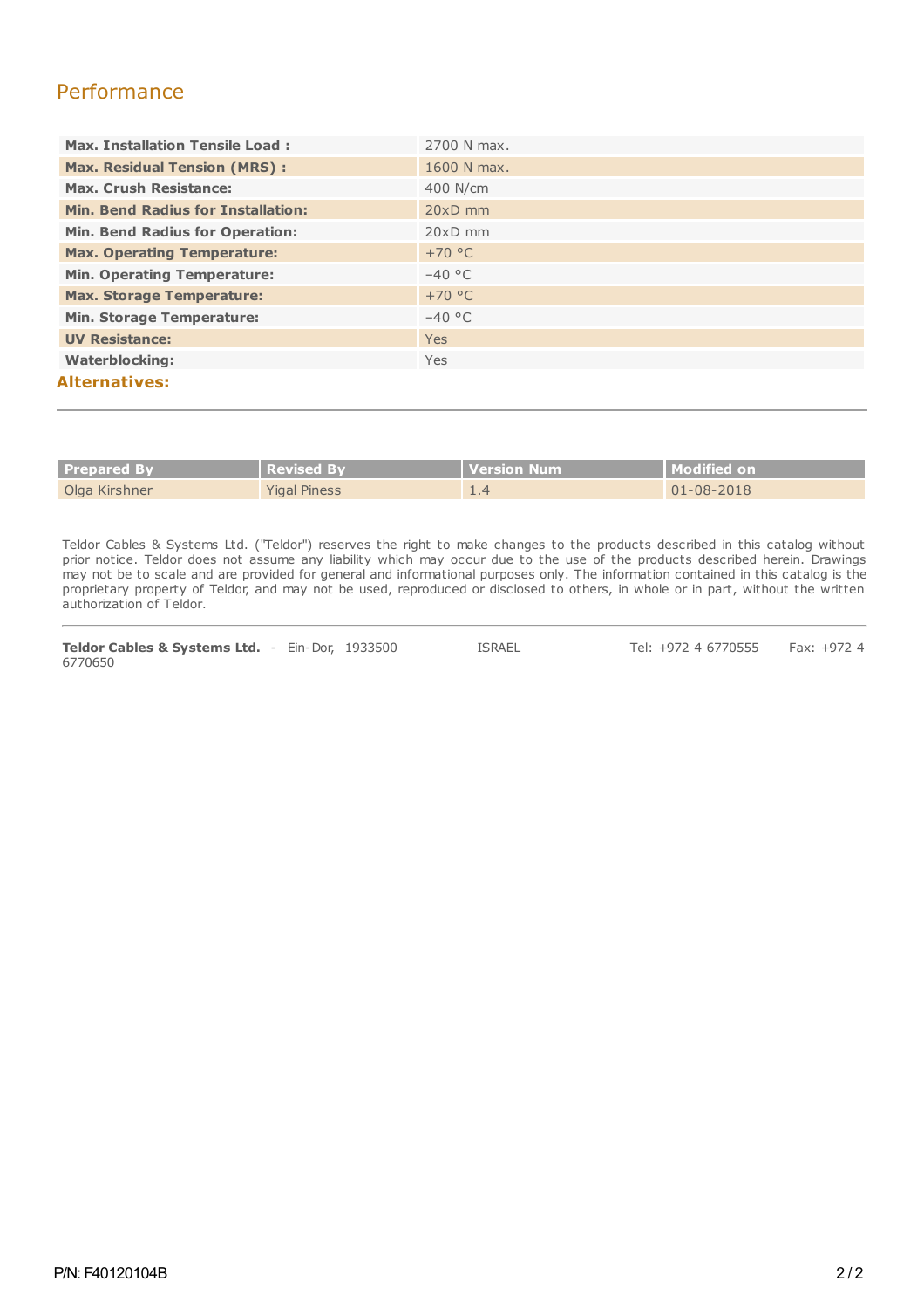## Performance

| | |
|---|---|
| **Max. Installation Tensile Load :** | 2700 N max. |
| **Max. Residual Tension (MRS) :** | 1600 N max. |
| **Max. Crush Resistance:** | 400 N/cm |
| **Min. Bend Radius for Installation:** | 20xD mm |
| **Min. Bend Radius for Operation:** | 20xD mm |
| **Max. Operating Temperature:** | +70 °C |
| **Min. Operating Temperature:** | −40 °C |
| **Max. Storage Temperature:** | +70 °C |
| **Min. Storage Temperature:** | −40 °C |
| **UV Resistance:** | Yes |
| **Waterblocking:** | Yes |

**Alternatives:**

| Prepared By | Revised By | Version Num | Modified on |
|---|---|---|---|
| Olga Kirshner | Yigal Piness | 1.4 | 01-08-2018 |

Teldor Cables & Systems Ltd. ("Teldor") reserves the right to make changes to the products described in this catalog without prior notice. Teldor does not assume any liability which may occur due to the use of the products described herein. Drawings may not be to scale and are provided for general and informational purposes only. The information contained in this catalog is the proprietary property of Teldor, and may not be used, reproduced or disclosed to others, in whole or in part, without the written authorization of Teldor.

**Teldor Cables & Systems Ltd.** - Ein-Dor, 1933500 ISRAEL Tel: +972 4 6770555 Fax: +972 4 6770650

P/N: F40120104B